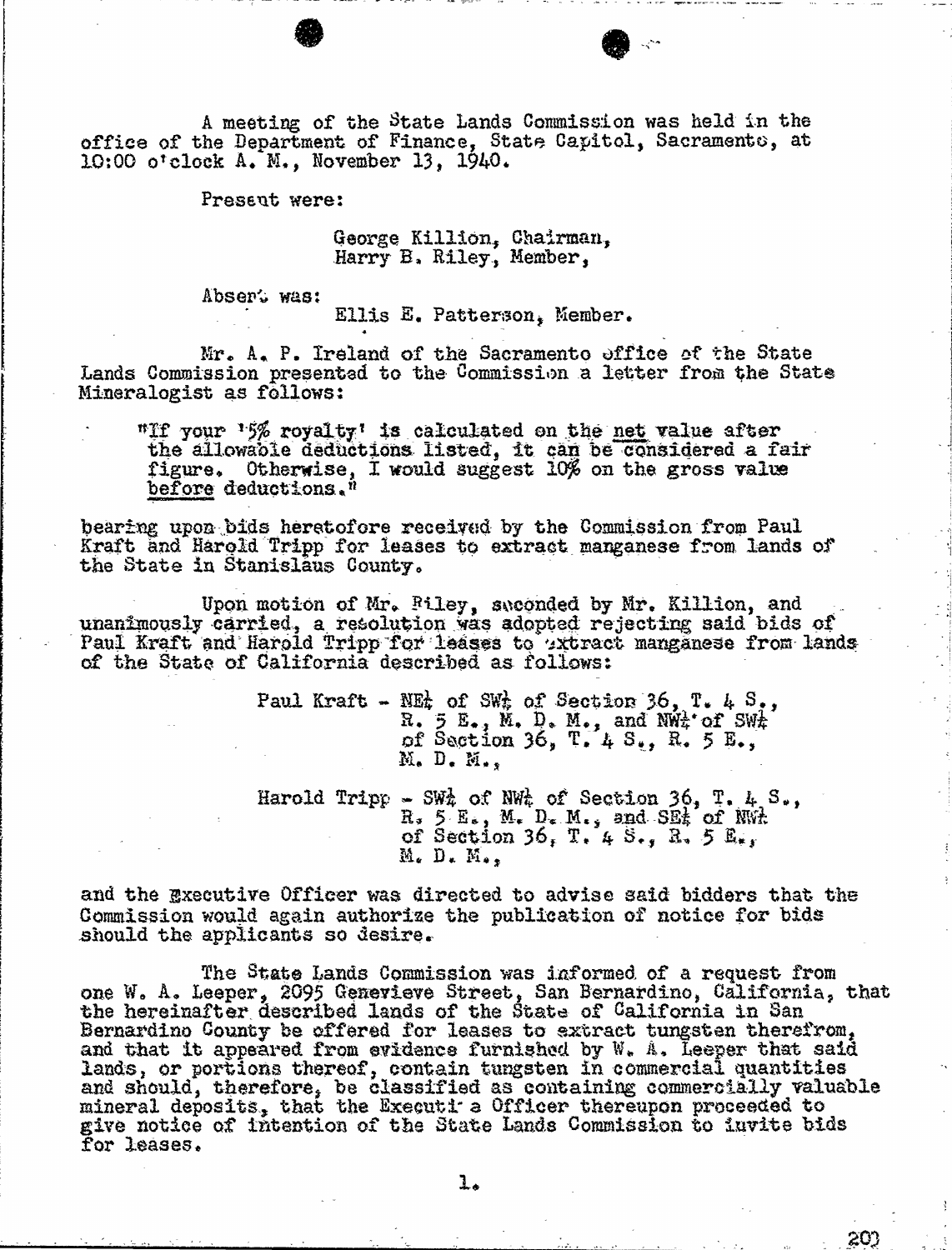A meeting of the State Lands Commission was held in the office of the Department of Finance, State Capitol, Sacramento, at 10:00 o'clock A. M., November 13, 1940.

Present were:

George Killion, Chairman,
Harry B. Riley, Member,

Absent was:

Ellis E. Patterson, Member.

Mr. A. P. Ireland of the Sacramento office of the State Lands Commission presented to the Commission a letter from the State Mineralogist as follows:

> "If your '5% royalty' is calculated on the net value after the allowable deductions listed, it can be considered a fair figure. Otherwise, I would suggest 10% on the gross value before deductions."

bearing upon bids heretofore received by the Commission from Paul Kraft and Harold Tripp for leases to extract manganese from lands of the State in Stanislaus County.

Upon motion of Mr. Riley, seconded by Mr. Killion, and unanimously carried, a resolution was adopted rejecting said bids of Paul Kraft and Harold Tripp for leases to extract manganese from lands of the State of California described as follows:

Paul Kraft - NE¼ of SW¼ of Section 36, T. 4 S., R. 5 E., M. D. M., and NW¼ of SW¼ of Section 36, T. 4 S., R. 5 E., M. D. M.,

Harold Tripp - SW¼ of NW¼ of Section 36, T. 4 S., R. 5 E., M. D. M., and SE¼ of NW¼ of Section 36, T. 4 S., R. 5 E., M. D. M.,

and the Executive Officer was directed to advise said bidders that the Commission would again authorize the publication of notice for bids should the applicants so desire.

The State Lands Commission was informed of a request from one W. A. Leeper, 2095 Genevieve Street, San Bernardino, California, that the hereinafter described lands of the State of California in San Bernardino County be offered for leases to extract tungsten therefrom, and that it appeared from evidence furnished by W. A. Leeper that said lands, or portions thereof, contain tungsten in commercial quantities and should, therefore, be classified as containing commercially valuable mineral deposits, that the Executive Officer thereupon proceeded to give notice of intention of the State Lands Commission to invite bids for leases.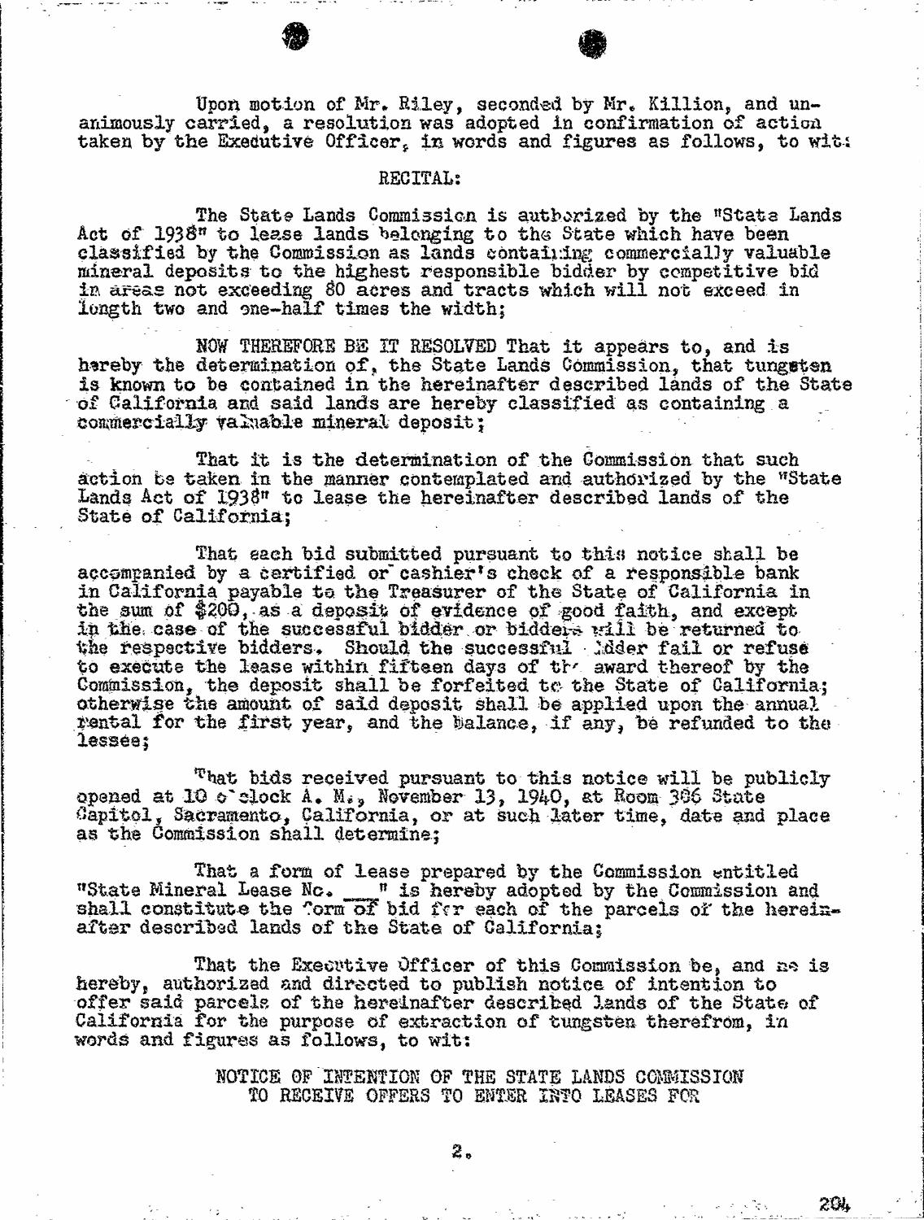Upon motion of Mr. Riley, seconded by Mr. Killion, and unanimously carried, a resolution was adopted in confirmation of action taken by the Executive Officer, in words and figures as follows, to wit:

RECITAL:

The State Lands Commission is authorized by the "State Lands Act of 1938" to lease lands belonging to the State which have been classified by the Commission as lands containing commercially valuable mineral deposits to the highest responsible bidder by competitive bid in areas not exceeding 80 acres and tracts which will not exceed in length two and one-half times the width;

NOW THEREFORE BE IT RESOLVED That it appears to, and is hereby the determination of, the State Lands Commission, that tungsten is known to be contained in the hereinafter described lands of the State of California and said lands are hereby classified as containing a commercially valuable mineral deposit;

That it is the determination of the Commission that such action be taken in the manner contemplated and authorized by the "State Lands Act of 1938" to lease the hereinafter described lands of the State of California;

That each bid submitted pursuant to this notice shall be accompanied by a certified or cashier's check of a responsible bank in California payable to the Treasurer of the State of California in the sum of $200, as a deposit of evidence of good faith, and except in the case of the successful bidder or bidders will be returned to the respective bidders. Should the successful bidder fail or refuse to execute the lease within fifteen days of the award thereof by the Commission, the deposit shall be forfeited to the State of California; otherwise the amount of said deposit shall be applied upon the annual rental for the first year, and the balance, if any, be refunded to the lessee;

That bids received pursuant to this notice will be publicly opened at 10 o'clock A. M., November 13, 1940, at Room 386 State Capitol, Sacramento, California, or at such later time, date and place as the Commission shall determine;

That a form of lease prepared by the Commission entitled "State Mineral Lease No. ___" is hereby adopted by the Commission and shall constitute the form of bid for each of the parcels of the hereinafter described lands of the State of California;

That the Executive Officer of this Commission be, and he is hereby, authorized and directed to publish notice of intention to offer said parcels of the hereinafter described lands of the State of California for the purpose of extraction of tungsten therefrom, in words and figures as follows, to wit:

NOTICE OF INTENTION OF THE STATE LANDS COMMISSION TO RECEIVE OFFERS TO ENTER INTO LEASES FOR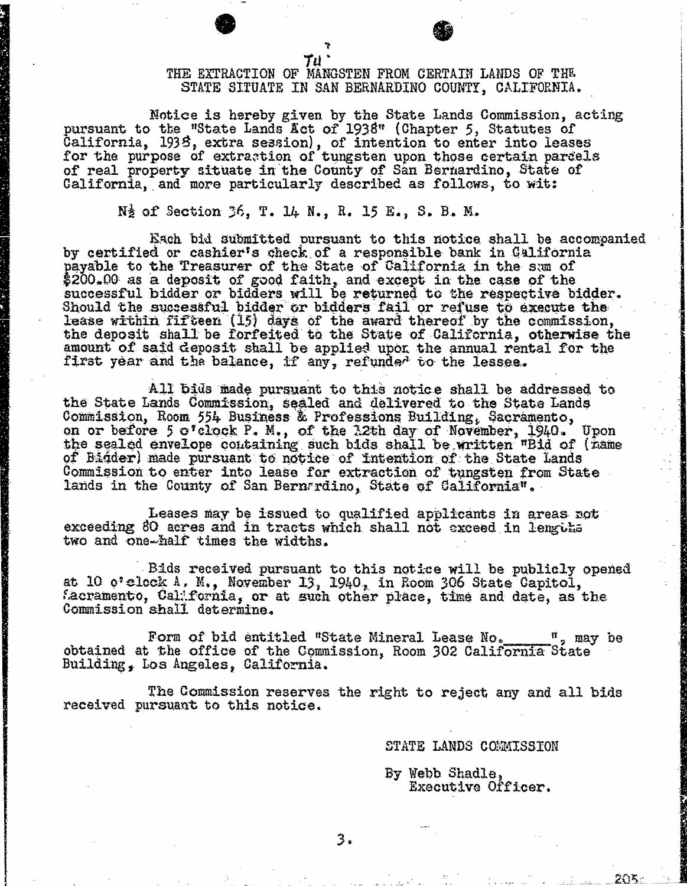TO

THE EXTRACTION OF MANGSTEN FROM CERTAIN LANDS OF THE STATE SITUATE IN SAN BERNARDINO COUNTY, CALIFORNIA.

Notice is hereby given by the State Lands Commission, acting pursuant to the "State Lands Act of 1938" (Chapter 5, Statutes of California, 1938, extra session), of intention to enter into leases for the purpose of extraction of tungsten upon those certain parcels of real property situate in the County of San Bernardino, State of California, and more particularly described as follows, to wit:

N½ of Section 36, T. 14 N., R. 15 E., S. B. M.

Each bid submitted pursuant to this notice shall be accompanied by certified or cashier's check of a responsible bank in California payable to the Treasurer of the State of California in the sum of $200.00 as a deposit of good faith, and except in the case of the successful bidder or bidders will be returned to the respective bidder. Should the successful bidder or bidders fail or refuse to execute the lease within fifteen (15) days of the award thereof by the commission, the deposit shall be forfeited to the State of California, otherwise the amount of said deposit shall be applied upon the annual rental for the first year and the balance, if any, refunded to the lessee.

All bids made pursuant to this notice shall be addressed to the State Lands Commission, sealed and delivered to the State Lands Commission, Room 554 Business & Professions Building, Sacramento, on or before 5 o'clock P. M., of the 12th day of November, 1940. Upon the sealed envelope containing such bids shall be written "Bid of (name of Bidder) made pursuant to notice of intention of the State Lands Commission to enter into lease for extraction of tungsten from State lands in the County of San Bernardino, State of California".

Leases may be issued to qualified applicants in areas not exceeding 80 acres and in tracts which shall not exceed in lengths two and one-half times the widths.

Bids received pursuant to this notice will be publicly opened at 10 o'clock A. M., November 13, 1940, in Room 306 State Capitol, Sacramento, California, or at such other place, time and date, as the Commission shall determine.

Form of bid entitled "State Mineral Lease No.______", may be obtained at the office of the Commission, Room 302 California State Building, Los Angeles, California.

The Commission reserves the right to reject any and all bids received pursuant to this notice.

STATE LANDS COMMISSION

By Webb Shadle,
Executive Officer.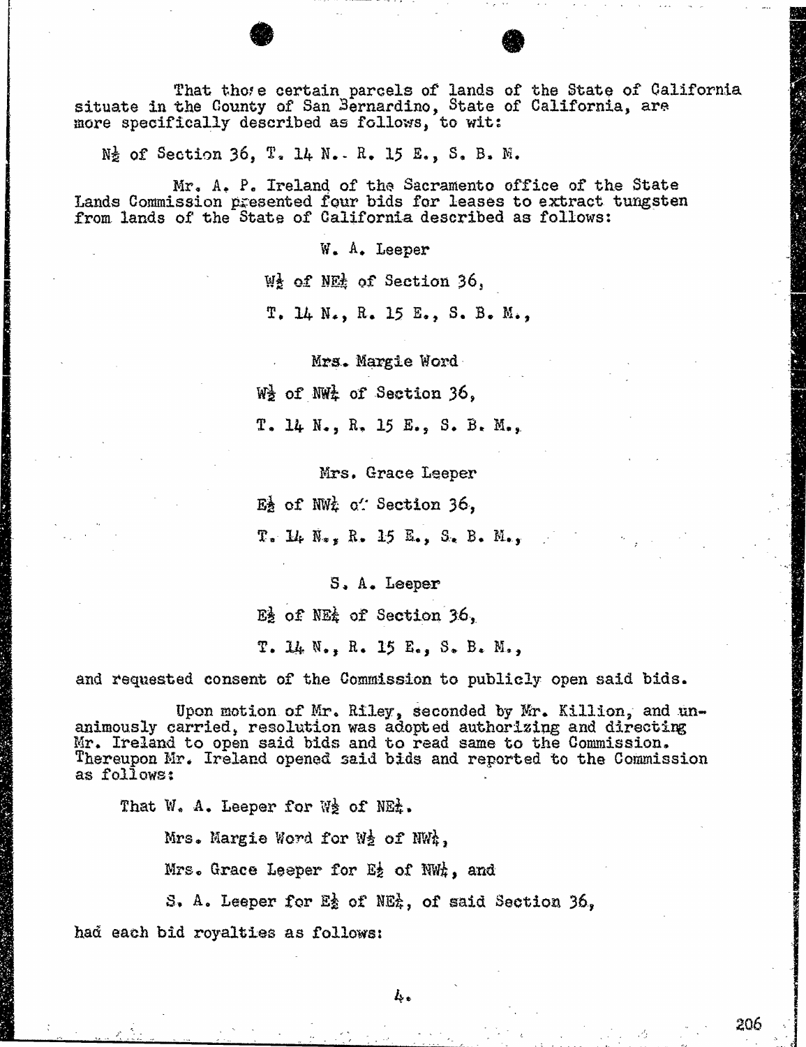That those certain parcels of lands of the State of California situate in the County of San Bernardino, State of California, are more specifically described as follows, to wit:

N½ of Section 36, T. 14 N., R. 15 E., S. B. M.

Mr. A. P. Ireland of the Sacramento office of the State Lands Commission presented four bids for leases to extract tungsten from lands of the State of California described as follows:

W. A. Leeper

W½ of NE¼ of Section 36,

T. 14 N., R. 15 E., S. B. M.,

Mrs. Margie Word

W½ of NW¼ of Section 36,

T. 14 N., R. 15 E., S. B. M.,

Mrs. Grace Leeper

E½ of NW¼ of Section 36,

T. 14 N., R. 15 E., S. B. M.,

S. A. Leeper

E½ of NE¼ of Section 36,

T. 14 N., R. 15 E., S. B. M.,

and requested consent of the Commission to publicly open said bids.

Upon motion of Mr. Riley, seconded by Mr. Killion, and unanimously carried, resolution was adopted authorizing and directing Mr. Ireland to open said bids and to read same to the Commission. Thereupon Mr. Ireland opened said bids and reported to the Commission as follows:

That W. A. Leeper for W½ of NE¼.

Mrs. Margie Word for W½ of NW¼,

Mrs. Grace Leeper for E½ of NW¼, and

S. A. Leeper for E½ of NE¼, of said Section 36,

had each bid royalties as follows: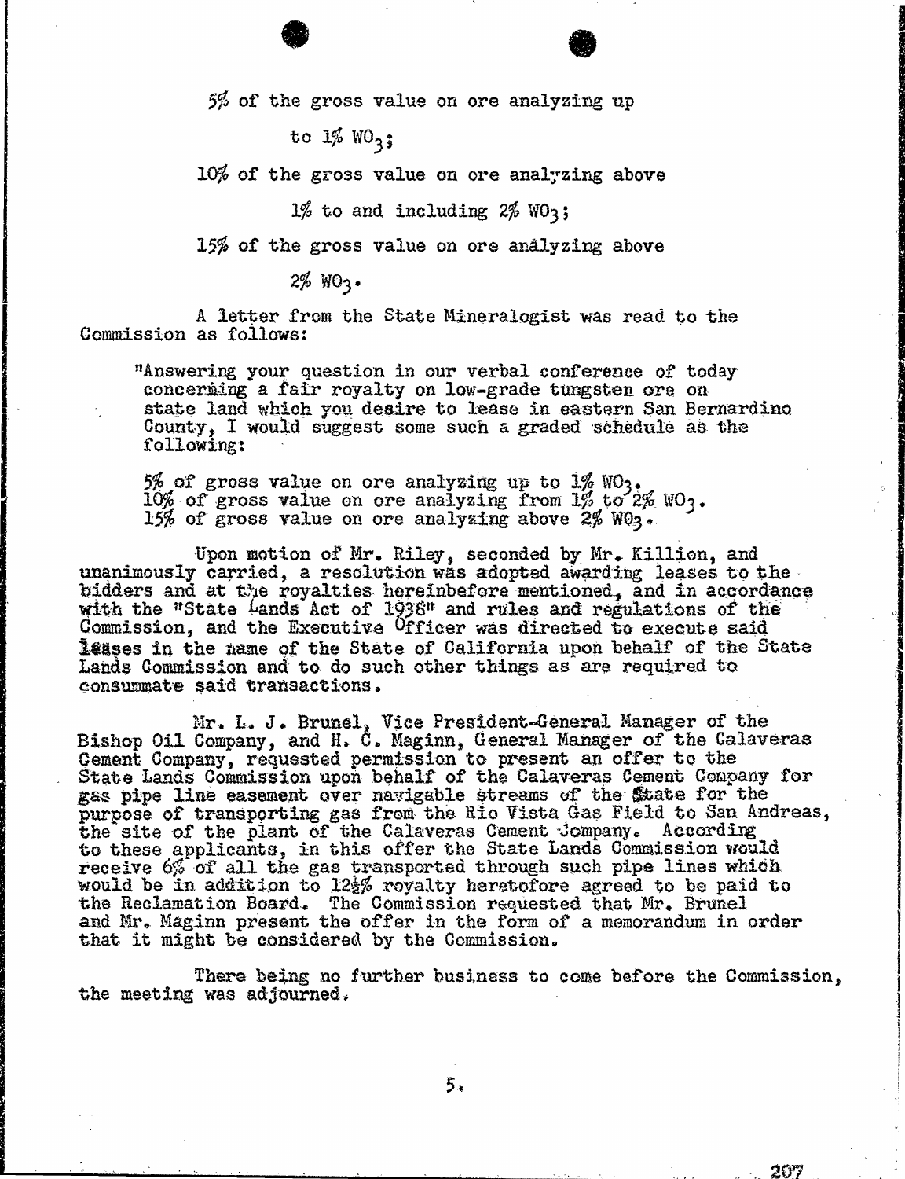5% of the gross value on ore analyzing up to 1% $WO_3$;

10% of the gross value on ore analyzing above 1% to and including 2% $WO_3$;

15% of the gross value on ore analyzing above 2% $WO_3$.

A letter from the State Mineralogist was read to the Commission as follows:

> "Answering your question in our verbal conference of today concerning a fair royalty on low-grade tungsten ore on state land which you desire to lease in eastern San Bernardino County, I would suggest some such a graded schedule as the following:
>
> 5% of gross value on ore analyzing up to 1% $WO_3$.
> 10% of gross value on ore analyzing from 1% to 2% $WO_3$.
> 15% of gross value on ore analyzing above 2% $WO_3$.

Upon motion of Mr. Riley, seconded by Mr. Killion, and unanimously carried, a resolution was adopted awarding leases to the bidders and at the royalties hereinbefore mentioned, and in accordance with the "State Lands Act of 1938" and rules and regulations of the Commission, and the Executive Officer was directed to execute said leases in the name of the State of California upon behalf of the State Lands Commission and to do such other things as are required to consummate said transactions.

Mr. L. J. Brunel, Vice President-General Manager of the Bishop Oil Company, and H. C. Maginn, General Manager of the Calaveras Cement Company, requested permission to present an offer to the State Lands Commission upon behalf of the Calaveras Cement Company for gas pipe line easement over navigable streams of the State for the purpose of transporting gas from the Rio Vista Gas Field to San Andreas, the site of the plant of the Calaveras Cement Company. According to these applicants, in this offer the State Lands Commission would receive 6% of all the gas transported through such pipe lines which would be in addition to 12½% royalty heretofore agreed to be paid to the Reclamation Board. The Commission requested that Mr. Brunel and Mr. Maginn present the offer in the form of a memorandum in order that it might be considered by the Commission.

There being no further business to come before the Commission, the meeting was adjourned.